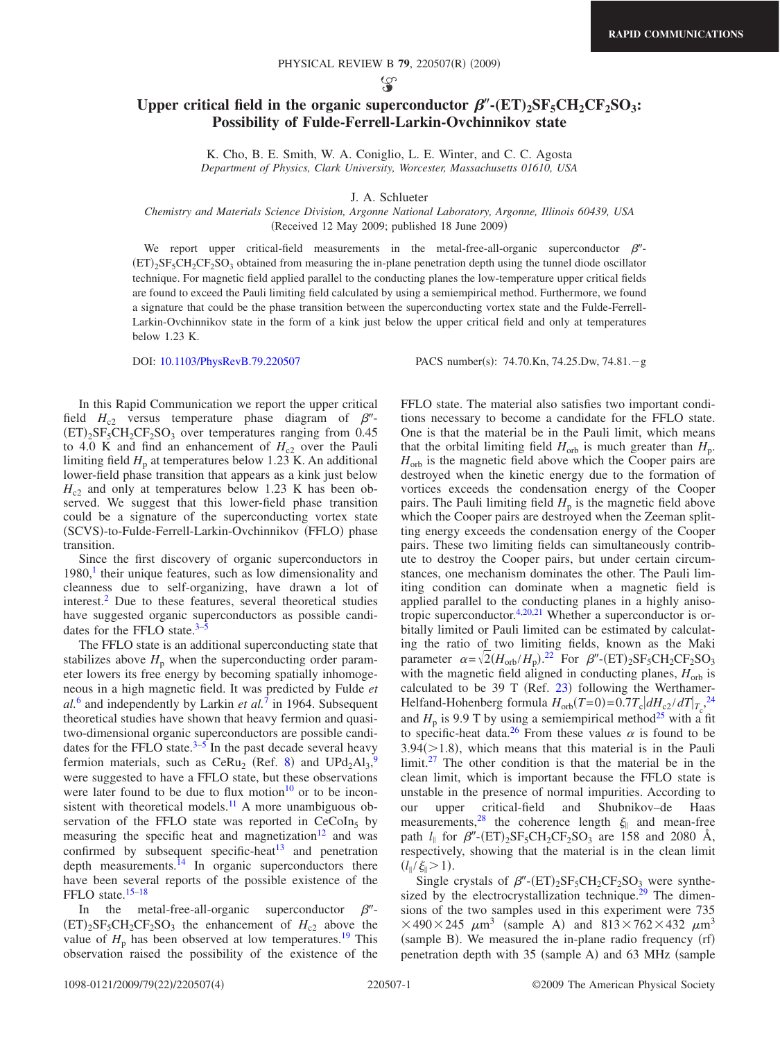# Upper critical field in the organic superconductor $\beta''$-$(ET)_2SF_5CH_2CF_2SO_3$: Possibility of Fulde-Ferrell-Larkin-Ovchinnikov state

K. Cho, B. E. Smith, W. A. Coniglio, L. E. Winter, and C. C. Agosta
*Department of Physics, Clark University, Worcester, Massachusetts 01610, USA*

J. A. Schlueter
*Chemistry and Materials Science Division, Argonne National Laboratory, Argonne, Illinois 60439, USA*
(Received 12 May 2009; published 18 June 2009)

We report upper critical-field measurements in the metal-free-all-organic superconductor $\beta''$-$(ET)_2SF_5CH_2CF_2SO_3$ obtained from measuring the in-plane penetration depth using the tunnel diode oscillator technique. For magnetic field applied parallel to the conducting planes the low-temperature upper critical fields are found to exceed the Pauli limiting field calculated by using a semiempirical method. Furthermore, we found a signature that could be the phase transition between the superconducting vortex state and the Fulde-Ferrell-Larkin-Ovchinnikov state in the form of a kink just below the upper critical field and only at temperatures below 1.23 K.

DOI: 10.1103/PhysRevB.79.220507 PACS number(s): 74.70.Kn, 74.25.Dw, 74.81.−g

In this Rapid Communication we report the upper critical field $H_{c2}$ versus temperature phase diagram of $\beta''$-$(ET)_2SF_5CH_2CF_2SO_3$ over temperatures ranging from 0.45 to 4.0 K and find an enhancement of $H_{c2}$ over the Pauli limiting field $H_p$ at temperatures below 1.23 K. An additional lower-field phase transition that appears as a kink just below $H_{c2}$ and only at temperatures below 1.23 K has been observed. We suggest that this lower-field phase transition could be a signature of the superconducting vortex state (SCVS)-to-Fulde-Ferrell-Larkin-Ovchinnikov (FFLO) phase transition.

Since the first discovery of organic superconductors in 1980,[1] their unique features, such as low dimensionality and cleanness due to self-organizing, have drawn a lot of interest.[2] Due to these features, several theoretical studies have suggested organic superconductors as possible candidates for the FFLO state.[3–5]

The FFLO state is an additional superconducting state that stabilizes above $H_p$ when the superconducting order parameter lowers its free energy by becoming spatially inhomogeneous in a high magnetic field. It was predicted by Fulde *et al.*[6] and independently by Larkin *et al.*[7] in 1964. Subsequent theoretical studies have shown that heavy fermion and quasi-two-dimensional organic superconductors are possible candidates for the FFLO state.[3–5] In the past decade several heavy fermion materials, such as $CeRu_2$ (Ref. 8) and $UPd_2Al_3$,[9] were suggested to have a FFLO state, but these observations were later found to be due to flux motion[10] or to be inconsistent with theoretical models.[11] A more unambiguous observation of the FFLO state was reported in $CeCoIn_5$ by measuring the specific heat and magnetization[12] and was confirmed by subsequent specific-heat[13] and penetration depth measurements.[14] In organic superconductors there have been several reports of the possible existence of the FFLO state.[15–18]

In the metal-free-all-organic superconductor $\beta''$-$(ET)_2SF_5CH_2CF_2SO_3$ the enhancement of $H_{c2}$ above the value of $H_p$ has been observed at low temperatures.[19] This observation raised the possibility of the existence of the FFLO state. The material also satisfies two important conditions necessary to become a candidate for the FFLO state. One is that the material be in the Pauli limit, which means that the orbital limiting field $H_{orb}$ is much greater than $H_p$. $H_{orb}$ is the magnetic field above which the Cooper pairs are destroyed when the kinetic energy due to the formation of vortices exceeds the condensation energy of the Cooper pairs. The Pauli limiting field $H_p$ is the magnetic field above which the Cooper pairs are destroyed when the Zeeman splitting energy exceeds the condensation energy of the Cooper pairs. These two limiting fields can simultaneously contribute to destroy the Cooper pairs, but under certain circumstances, one mechanism dominates the other. The Pauli limiting condition can dominate when a magnetic field is applied parallel to the conducting planes in a highly anisotropic superconductor.[4,20,21] Whether a superconductor is orbitally limited or Pauli limited can be estimated by calculating the ratio of two limiting fields, known as the Maki parameter $\alpha=\sqrt{2}(H_{orb}/H_p)$.[22] For $\beta''$-$(ET)_2SF_5CH_2CF_2SO_3$ with the magnetic field aligned in conducting planes, $H_{orb}$ is calculated to be 39 T (Ref. 23) following the Werthamer-Helfand-Hohenberg formula $H_{orb}(T=0)=0.7T_c|dH_{c2}/dT|_{T_c}$,[24] and $H_p$ is 9.9 T by using a semiempirical method[25] with a fit to specific-heat data.[26] From these values $\alpha$ is found to be $3.94(>1.8)$, which means that this material is in the Pauli limit.[27] The other condition is that the material be in the clean limit, which is important because the FFLO state is unstable in the presence of normal impurities. According to our upper critical-field and Shubnikov–de Haas measurements,[28] the coherence length $\xi_{\parallel}$ and mean-free path $l_{\parallel}$ for $\beta''$-$(ET)_2SF_5CH_2CF_2SO_3$ are 158 and 2080 Å, respectively, showing that the material is in the clean limit ($l_{\parallel}/\xi_{\parallel}>1$).

Single crystals of $\beta''$-$(ET)_2SF_5CH_2CF_2SO_3$ were synthesized by the electrocrystallization technique.[29] The dimensions of the two samples used in this experiment were $735\times490\times245$ $\mu m^3$ (sample A) and $813\times762\times432$ $\mu m^3$ (sample B). We measured the in-plane radio frequency (rf) penetration depth with 35 (sample A) and 63 MHz (sample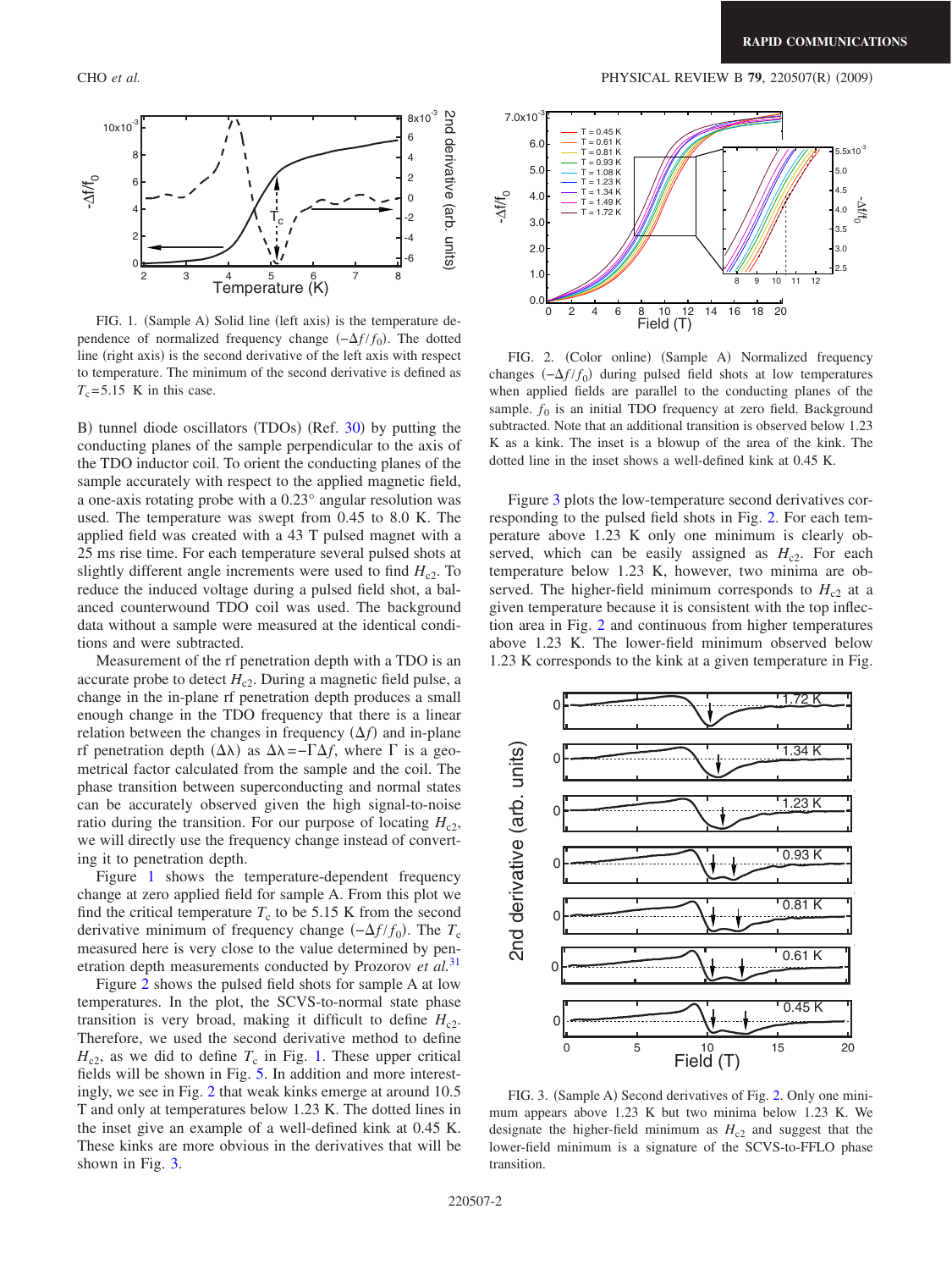FIG. 1. (Sample A) Solid line (left axis) is the temperature dependence of normalized frequency change $(-\Delta f/f_0)$. The dotted line (right axis) is the second derivative of the left axis with respect to temperature. The minimum of the second derivative is defined as $T_c$=5.15 K in this case.

B) tunnel diode oscillators (TDOs) (Ref. 30) by putting the conducting planes of the sample perpendicular to the axis of the TDO inductor coil. To orient the conducting planes of the sample accurately with respect to the applied magnetic field, a one-axis rotating probe with a 0.23° angular resolution was used. The temperature was swept from 0.45 to 8.0 K. The applied field was created with a 43 T pulsed magnet with a 25 ms rise time. For each temperature several pulsed shots at slightly different angle increments were used to find $H_{c2}$. To reduce the induced voltage during a pulsed field shot, a balanced counterwound TDO coil was used. The background data without a sample were measured at the identical conditions and were subtracted.

Measurement of the rf penetration depth with a TDO is an accurate probe to detect $H_{c2}$. During a magnetic field pulse, a change in the in-plane rf penetration depth produces a small enough change in the TDO frequency that there is a linear relation between the changes in frequency $(\Delta f)$ and in-plane rf penetration depth $(\Delta\lambda)$ as $\Delta\lambda=-\Gamma\Delta f$, where $\Gamma$ is a geometrical factor calculated from the sample and the coil. The phase transition between superconducting and normal states can be accurately observed given the high signal-to-noise ratio during the transition. For our purpose of locating $H_{c2}$, we will directly use the frequency change instead of converting it to penetration depth.

Figure 1 shows the temperature-dependent frequency change at zero applied field for sample A. From this plot we find the critical temperature $T_c$ to be 5.15 K from the second derivative minimum of frequency change $(-\Delta f/f_0)$. The $T_c$ measured here is very close to the value determined by penetration depth measurements conducted by Prozorov *et al.*[31]

Figure 2 shows the pulsed field shots for sample A at low temperatures. In the plot, the SCVS-to-normal state phase transition is very broad, making it difficult to define $H_{c2}$. Therefore, we used the second derivative method to define $H_{c2}$, as we did to define $T_c$ in Fig. 1. These upper critical fields will be shown in Fig. 5. In addition and more interestingly, we see in Fig. 2 that weak kinks emerge at around 10.5 T and only at temperatures below 1.23 K. The dotted lines in the inset give an example of a well-defined kink at 0.45 K. These kinks are more obvious in the derivatives that will be shown in Fig. 3.

FIG. 2. (Color online) (Sample A) Normalized frequency changes $(-\Delta f/f_0)$ during pulsed field shots at low temperatures when applied fields are parallel to the conducting planes of the sample. $f_0$ is an initial TDO frequency at zero field. Background subtracted. Note that an additional transition is observed below 1.23 K as a kink. The inset is a blowup of the area of the kink. The dotted line in the inset shows a well-defined kink at 0.45 K.

Figure 3 plots the low-temperature second derivatives corresponding to the pulsed field shots in Fig. 2. For each temperature above 1.23 K only one minimum is clearly observed, which can be easily assigned as $H_{c2}$. For each temperature below 1.23 K, however, two minima are observed. The higher-field minimum corresponds to $H_{c2}$ at a given temperature because it is consistent with the top inflection area in Fig. 2 and continuous from higher temperatures above 1.23 K. The lower-field minimum observed below 1.23 K corresponds to the kink at a given temperature in Fig.

FIG. 3. (Sample A) Second derivatives of Fig. 2. Only one minimum appears above 1.23 K but two minima below 1.23 K. We designate the higher-field minimum as $H_{c2}$ and suggest that the lower-field minimum is a signature of the SCVS-to-FFLO phase transition.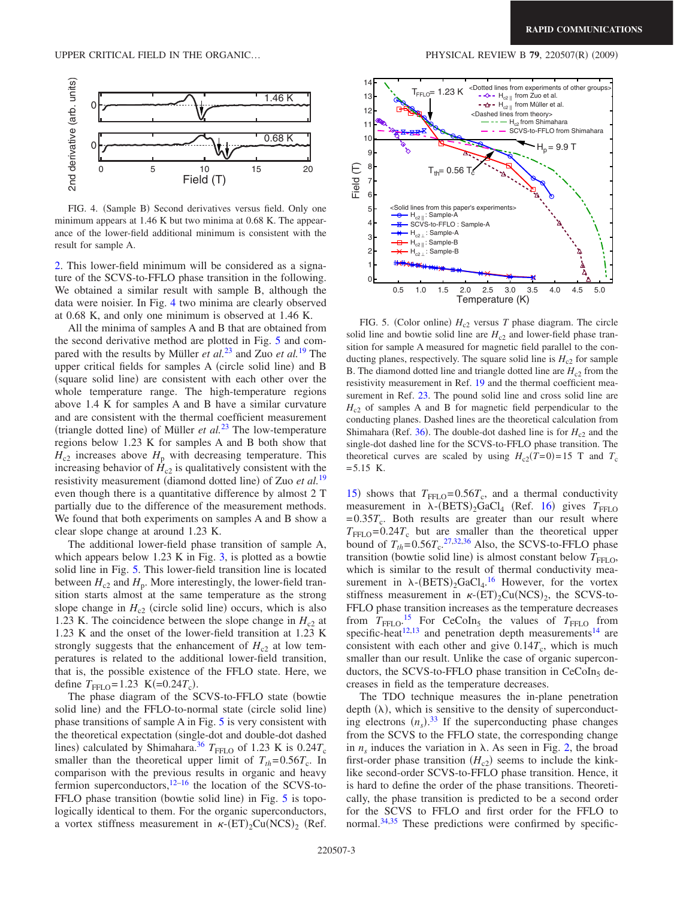FIG. 4. (Sample B) Second derivatives versus field. Only one minimum appears at 1.46 K but two minima at 0.68 K. The appearance of the lower-field additional minimum is consistent with the result for sample A.

2. This lower-field minimum will be considered as a signature of the SCVS-to-FFLO phase transition in the following. We obtained a similar result with sample B, although the data were noisier. In Fig. 4 two minima are clearly observed at 0.68 K, and only one minimum is observed at 1.46 K.

All the minima of samples A and B that are obtained from the second derivative method are plotted in Fig. 5 and compared with the results by Müller *et al.*[23] and Zuo *et al.*[19] The upper critical fields for samples A (circle solid line) and B (square solid line) are consistent with each other over the whole temperature range. The high-temperature regions above 1.4 K for samples A and B have a similar curvature and are consistent with the thermal coefficient measurement (triangle dotted line) of Müller *et al.*[23] The low-temperature regions below 1.23 K for samples A and B both show that $H_{c2}$ increases above $H_p$ with decreasing temperature. This increasing behavior of $H_{c2}$ is qualitatively consistent with the resistivity measurement (diamond dotted line) of Zuo *et al.*[19] even though there is a quantitative difference by almost 2 T partially due to the difference of the measurement methods. We found that both experiments on samples A and B show a clear slope change at around 1.23 K.

The additional lower-field phase transition of sample A, which appears below 1.23 K in Fig. 3, is plotted as a bowtie solid line in Fig. 5. This lower-field transition line is located between $H_{c2}$ and $H_p$. More interestingly, the lower-field transition starts almost at the same temperature as the strong slope change in $H_{c2}$ (circle solid line) occurs, which is also 1.23 K. The coincidence between the slope change in $H_{c2}$ at 1.23 K and the onset of the lower-field transition at 1.23 K strongly suggests that the enhancement of $H_{c2}$ at low temperatures is related to the additional lower-field transition, that is, the possible existence of the FFLO state. Here, we define $T_{FFLO}=1.23$ K$(=0.24T_c)$.

The phase diagram of the SCVS-to-FFLO state (bowtie solid line) and the FFLO-to-normal state (circle solid line) phase transitions of sample A in Fig. 5 is very consistent with the theoretical expectation (single-dot and double-dot dashed lines) calculated by Shimahara.[36] $T_{FFLO}$ of 1.23 K is $0.24T_c$ smaller than the theoretical upper limit of $T_{th}=0.56T_c$. In comparison with the previous results in organic and heavy fermion superconductors,[12–16] the location of the SCVS-to-FFLO phase transition (bowtie solid line) in Fig. 5 is topologically identical to them. For the organic superconductors, a vortex stiffness measurement in $\kappa$-$(ET)_2Cu(NCS)_2$ (Ref. 15) shows that $T_{FFLO}=0.56T_c$, and a thermal conductivity measurement in $\lambda$-$(BETS)_2GaCl_4$ (Ref. 16) gives $T_{FFLO}=0.35T_c$. Both results are greater than our result where $T_{FFLO}=0.24T_c$ but are smaller than the theoretical upper bound of $T_{th}=0.56T_c$.[27,32,36] Also, the SCVS-to-FFLO phase transition (bowtie solid line) is almost constant below $T_{FFLO}$, which is similar to the result of thermal conductivity measurement in $\lambda$-$(BETS)_2GaCl_4$.[16] However, for the vortex stiffness measurement in $\kappa$-$(ET)_2Cu(NCS)_2$, the SCVS-to-FFLO phase transition increases as the temperature decreases from $T_{FFLO}$.[15] For $CeCoIn_5$ the values of $T_{FFLO}$ from specific-heat[12,13] and penetration depth measurements[14] are consistent with each other and give $0.14T_c$, which is much smaller than our result. Unlike the case of organic superconductors, the SCVS-to-FFLO phase transition in $CeCoIn_5$ decreases in field as the temperature decreases.

The TDO technique measures the in-plane penetration depth ($\lambda$), which is sensitive to the density of superconducting electrons ($n_s$).[33] If the superconducting phase changes from the SCVS to the FFLO state, the corresponding change in $n_s$ induces the variation in $\lambda$. As seen in Fig. 2, the broad first-order phase transition ($H_{c2}$) seems to include the kink-like second-order SCVS-to-FFLO phase transition. Hence, it is hard to define the order of the phase transitions. Theoretically, the phase transition is predicted to be a second order for the SCVS to FFLO and first order for the FFLO to normal.[34,35] These predictions were confirmed by specific-

FIG. 5. (Color online) $H_{c2}$ versus $T$ phase diagram. The circle solid line and bowtie solid line are $H_{c2}$ and lower-field phase transition for sample A measured for magnetic field parallel to the conducting planes, respectively. The square solid line is $H_{c2}$ for sample B. The diamond dotted line and triangle dotted line are $H_{c2}$ from the resistivity measurement in Ref. 19 and the thermal coefficient measurement in Ref. 23. The pound solid line and cross solid line are $H_{c2}$ of samples A and B for magnetic field perpendicular to the conducting planes. Dashed lines are the theoretical calculation from Shimahara (Ref. 36). The double-dot dashed line is for $H_{c2}$ and the single-dot dashed line for the SCVS-to-FFLO phase transition. The theoretical curves are scaled by using $H_{c2}(T=0)=15$ T and $T_c=5.15$ K.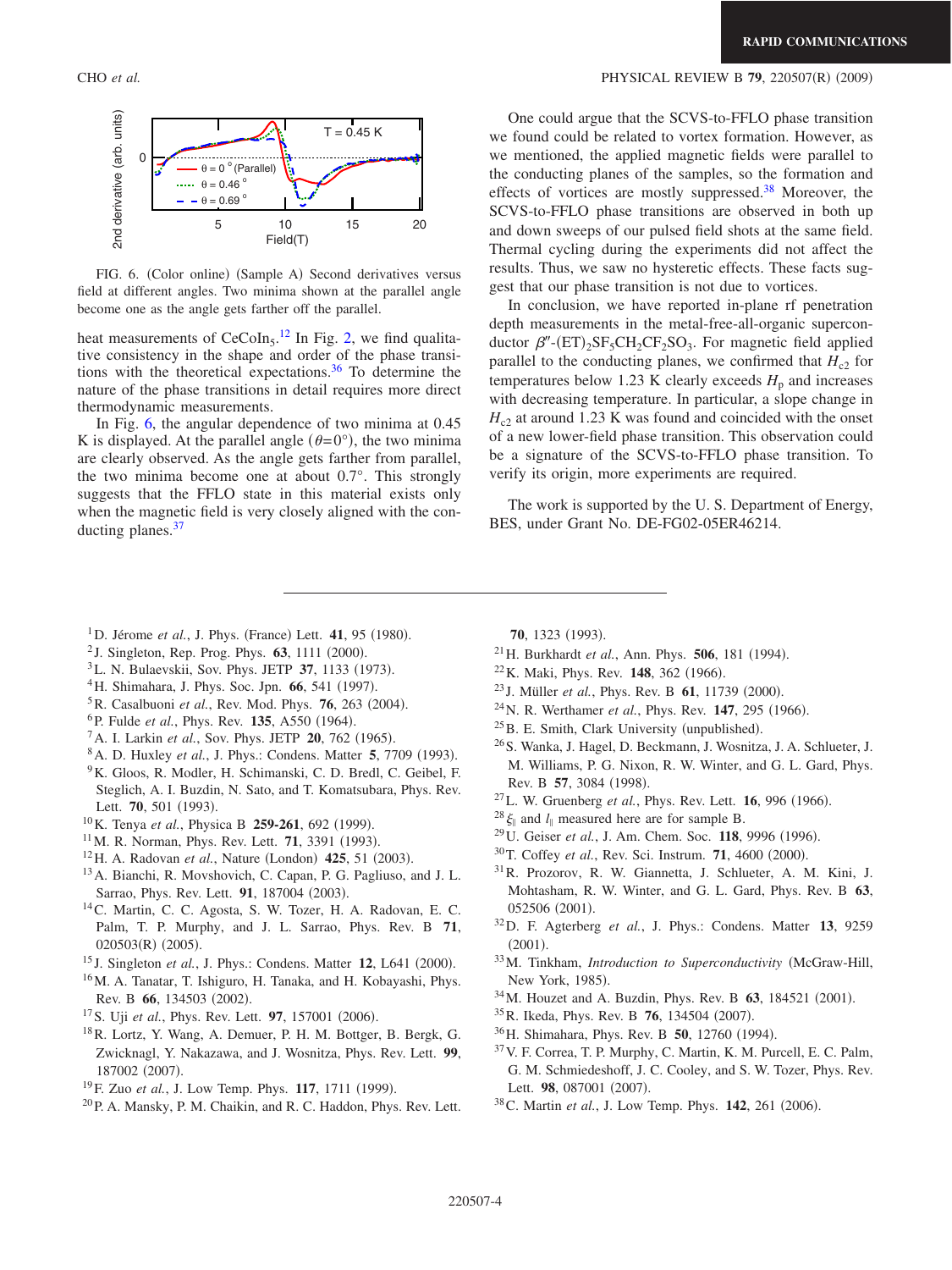2nd derivative (arb. units)

T = 0.45 K

0

θ = 0 ° (Parallel)

θ = 0.46 °

θ = 0.69 °

5

10

15

20

Field(T)

FIG. 6. (Color online) (Sample A) Second derivatives versus field at different angles. Two minima shown at the parallel angle become one as the angle gets farther off the parallel.

heat measurements of $CeCoIn_5$.[12] In Fig. 2, we find qualitative consistency in the shape and order of the phase transitions with the theoretical expectations.[36] To determine the nature of the phase transitions in detail requires more direct thermodynamic measurements.

In Fig. 6, the angular dependence of two minima at 0.45 K is displayed. At the parallel angle ($\theta=0°$), the two minima are clearly observed. As the angle gets farther from parallel, the two minima become one at about 0.7°. This strongly suggests that the FFLO state in this material exists only when the magnetic field is very closely aligned with the conducting planes.[37]

One could argue that the SCVS-to-FFLO phase transition we found could be related to vortex formation. However, as we mentioned, the applied magnetic fields were parallel to the conducting planes of the samples, so the formation and effects of vortices are mostly suppressed.[38] Moreover, the SCVS-to-FFLO phase transitions are observed in both up and down sweeps of our pulsed field shots at the same field. Thermal cycling during the experiments did not affect the results. Thus, we saw no hysteretic effects. These facts suggest that our phase transition is not due to vortices.

In conclusion, we have reported in-plane rf penetration depth measurements in the metal-free-all-organic superconductor $\beta''$-$(ET)_2SF_5CH_2CF_2SO_3$. For magnetic field applied parallel to the conducting planes, we confirmed that $H_{c2}$ for temperatures below 1.23 K clearly exceeds $H_p$ and increases with decreasing temperature. In particular, a slope change in $H_{c2}$ at around 1.23 K was found and coincided with the onset of a new lower-field phase transition. This observation could be a signature of the SCVS-to-FFLO phase transition. To verify its origin, more experiments are required.

The work is supported by the U. S. Department of Energy, BES, under Grant No. DE-FG02-05ER46214.

---

[1] D. Jérome *et al.*, J. Phys. (France) Lett. **41**, 95 (1980).
[2] J. Singleton, Rep. Prog. Phys. **63**, 1111 (2000).
[3] L. N. Bulaevskii, Sov. Phys. JETP **37**, 1133 (1973).
[4] H. Shimahara, J. Phys. Soc. Jpn. **66**, 541 (1997).
[5] R. Casalbuoni *et al.*, Rev. Mod. Phys. **76**, 263 (2004).
[6] P. Fulde *et al.*, Phys. Rev. **135**, A550 (1964).
[7] A. I. Larkin *et al.*, Sov. Phys. JETP **20**, 762 (1965).
[8] A. D. Huxley *et al.*, J. Phys.: Condens. Matter **5**, 7709 (1993).
[9] K. Gloos, R. Modler, H. Schimanski, C. D. Bredl, C. Geibel, F. Steglich, A. I. Buzdin, N. Sato, and T. Komatsubara, Phys. Rev. Lett. **70**, 501 (1993).
[10] K. Tenya *et al.*, Physica B **259-261**, 692 (1999).
[11] M. R. Norman, Phys. Rev. Lett. **71**, 3391 (1993).
[12] H. A. Radovan *et al.*, Nature (London) **425**, 51 (2003).
[13] A. Bianchi, R. Movshovich, C. Capan, P. G. Pagliuso, and J. L. Sarrao, Phys. Rev. Lett. **91**, 187004 (2003).
[14] C. Martin, C. C. Agosta, S. W. Tozer, H. A. Radovan, E. C. Palm, T. P. Murphy, and J. L. Sarrao, Phys. Rev. B **71**, 020503(R) (2005).
[15] J. Singleton *et al.*, J. Phys.: Condens. Matter **12**, L641 (2000).
[16] M. A. Tanatar, T. Ishiguro, H. Tanaka, and H. Kobayashi, Phys. Rev. B **66**, 134503 (2002).
[17] S. Uji *et al.*, Phys. Rev. Lett. **97**, 157001 (2006).
[18] R. Lortz, Y. Wang, A. Demuer, P. H. M. Bottger, B. Bergk, G. Zwicknagl, Y. Nakazawa, and J. Wosnitza, Phys. Rev. Lett. **99**, 187002 (2007).
[19] F. Zuo *et al.*, J. Low Temp. Phys. **117**, 1711 (1999).
[20] P. A. Mansky, P. M. Chaikin, and R. C. Haddon, Phys. Rev. Lett. **70**, 1323 (1993).
[21] H. Burkhardt *et al.*, Ann. Phys. **506**, 181 (1994).
[22] K. Maki, Phys. Rev. **148**, 362 (1966).
[23] J. Müller *et al.*, Phys. Rev. B **61**, 11739 (2000).
[24] N. R. Werthamer *et al.*, Phys. Rev. **147**, 295 (1966).
[25] B. E. Smith, Clark University (unpublished).
[26] S. Wanka, J. Hagel, D. Beckmann, J. Wosnitza, J. A. Schlueter, J. M. Williams, P. G. Nixon, R. W. Winter, and G. L. Gard, Phys. Rev. B **57**, 3084 (1998).
[27] L. W. Gruenberg *et al.*, Phys. Rev. Lett. **16**, 996 (1966).
[28] $\xi_{\parallel}$ and $l_{\parallel}$ measured here are for sample B.
[29] U. Geiser *et al.*, J. Am. Chem. Soc. **118**, 9996 (1996).
[30] T. Coffey *et al.*, Rev. Sci. Instrum. **71**, 4600 (2000).
[31] R. Prozorov, R. W. Giannetta, J. Schlueter, A. M. Kini, J. Mohtasham, R. W. Winter, and G. L. Gard, Phys. Rev. B **63**, 052506 (2001).
[32] D. F. Agterberg *et al.*, J. Phys.: Condens. Matter **13**, 9259 (2001).
[33] M. Tinkham, *Introduction to Superconductivity* (McGraw-Hill, New York, 1985).
[34] M. Houzet and A. Buzdin, Phys. Rev. B **63**, 184521 (2001).
[35] R. Ikeda, Phys. Rev. B **76**, 134504 (2007).
[36] H. Shimahara, Phys. Rev. B **50**, 12760 (1994).
[37] V. F. Correa, T. P. Murphy, C. Martin, K. M. Purcell, E. C. Palm, G. M. Schmiedeshoff, J. C. Cooley, and S. W. Tozer, Phys. Rev. Lett. **98**, 087001 (2007).
[38] C. Martin *et al.*, J. Low Temp. Phys. **142**, 261 (2006).